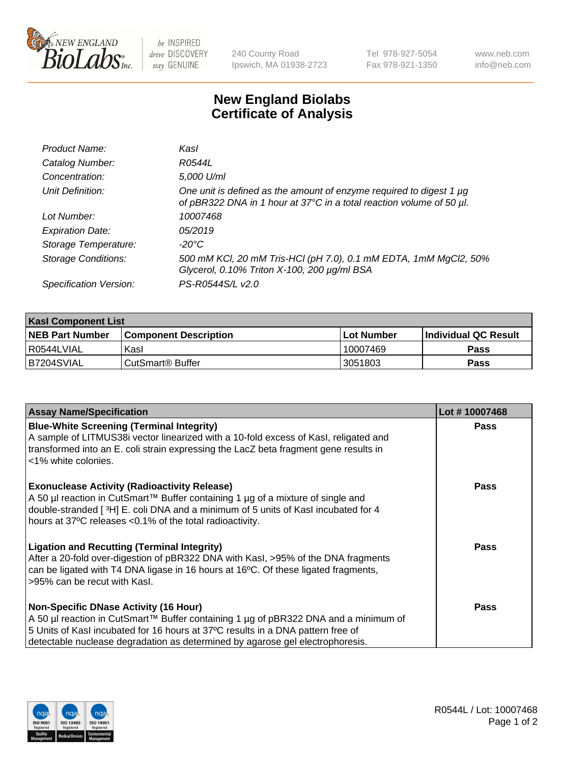New England BioLabs Inc. — be INSPIRED drive DISCOVERY stay GENUINE

240 County Road
Ipswich, MA 01938-2723

Tel 978-927-5054
Fax 978-921-1350

www.neb.com
info@neb.com

# New England Biolabs Certificate of Analysis

| | |
|---|---|
| *Product Name:* | *KasI* |
| *Catalog Number:* | *R0544L* |
| *Concentration:* | *5,000 U/ml* |
| *Unit Definition:* | *One unit is defined as the amount of enzyme required to digest 1 µg of pBR322 DNA in 1 hour at 37°C in a total reaction volume of 50 µl.* |
| *Lot Number:* | *10007468* |
| *Expiration Date:* | *05/2019* |
| *Storage Temperature:* | *-20°C* |
| *Storage Conditions:* | *500 mM KCl, 20 mM Tris-HCl (pH 7.0), 0.1 mM EDTA, 1mM MgCl2, 50% Glycerol, 0.10% Triton X-100, 200 µg/ml BSA* |
| *Specification Version:* | *PS-R0544S/L v2.0* |

| **KasI Component List** | | | |
|---|---|---|---|
| **NEB Part Number** | **Component Description** | **Lot Number** | **Individual QC Result** |
| R0544LVIAL | KasI | 10007469 | **Pass** |
| B7204SVIAL | CutSmart® Buffer | 3051803 | **Pass** |

| **Assay Name/Specification** | **Lot # 10007468** |
|---|---|
| **Blue-White Screening (Terminal Integrity)**<br>A sample of LITMUS38i vector linearized with a 10-fold excess of KasI, religated and transformed into an E. coli strain expressing the LacZ beta fragment gene results in <1% white colonies. | **Pass** |
| **Exonuclease Activity (Radioactivity Release)**<br>A 50 µl reaction in CutSmart™ Buffer containing 1 µg of a mixture of single and double-stranded [ $^3$H] E. coli DNA and a minimum of 5 units of KasI incubated for 4 hours at 37ºC releases <0.1% of the total radioactivity. | **Pass** |
| **Ligation and Recutting (Terminal Integrity)**<br>After a 20-fold over-digestion of pBR322 DNA with KasI, >95% of the DNA fragments can be ligated with T4 DNA ligase in 16 hours at 16ºC. Of these ligated fragments, >95% can be recut with KasI. | **Pass** |
| **Non-Specific DNase Activity (16 Hour)**<br>A 50 µl reaction in CutSmart™ Buffer containing 1 µg of pBR322 DNA and a minimum of 5 Units of KasI incubated for 16 hours at 37ºC results in a DNA pattern free of detectable nuclease degradation as determined by agarose gel electrophoresis. | **Pass** |

R0544L / Lot: 10007468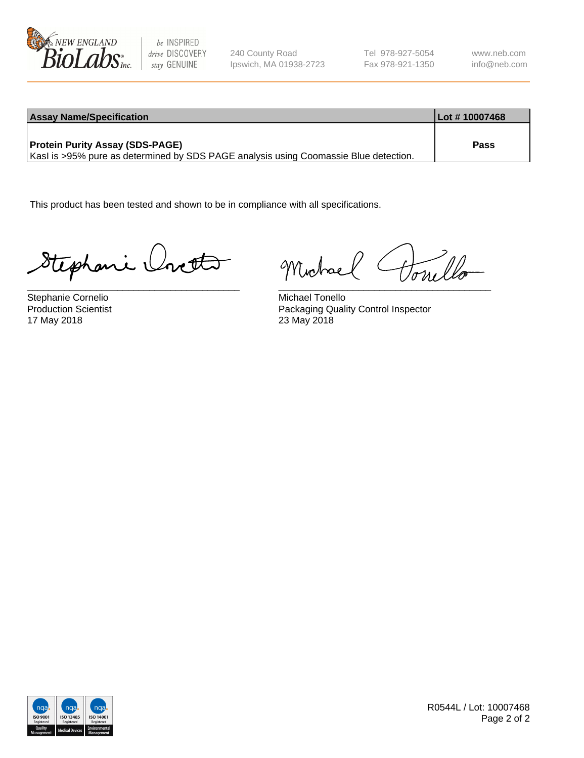240 County Road
Ipswich, MA 01938-2723

Tel 978-927-5054
Fax 978-921-1350

www.neb.com
info@neb.com

| Assay Name/Specification | Lot # 10007468 |
|---|---|
| **Protein Purity Assay (SDS-PAGE)**<br>KasI is >95% pure as determined by SDS PAGE analysis using Coomassie Blue detection. | **Pass** |

This product has been tested and shown to be in compliance with all specifications.

Stephanie Cornelio
Production Scientist
17 May 2018

Michael Tonello
Packaging Quality Control Inspector
23 May 2018

R0544L / Lot: 10007468